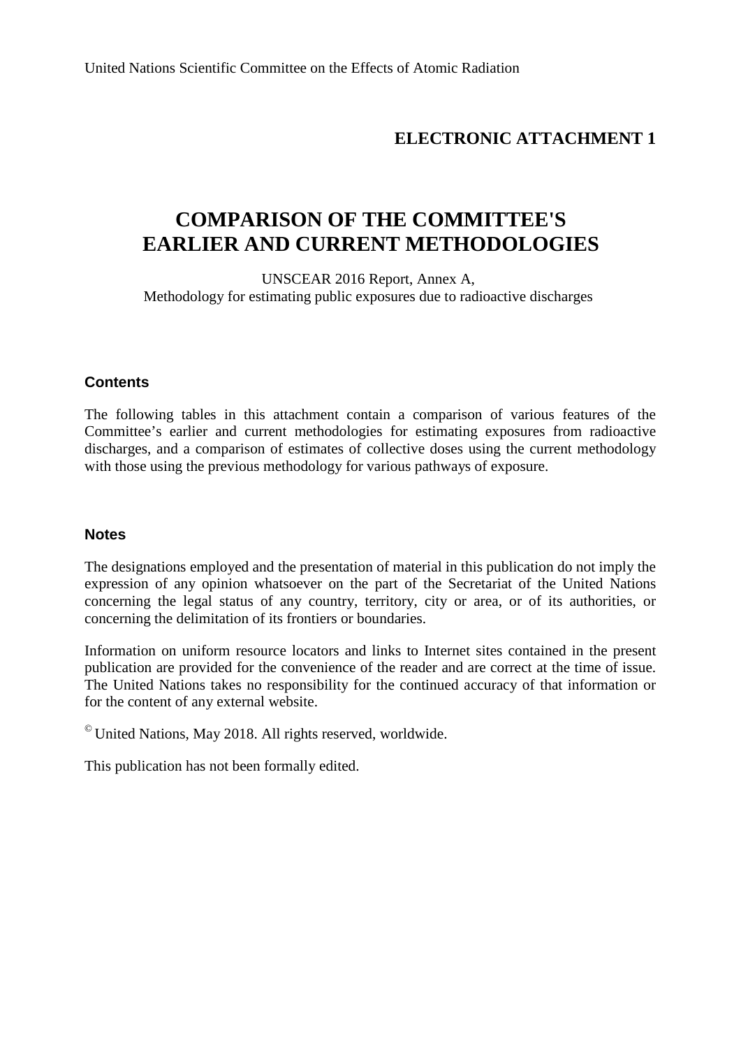United Nations Scientific Committee on the Effects of Atomic Radiation

**ELECTRONIC ATTACHMENT 1**

# COMPARISON OF THE COMMITTEE'S EARLIER AND CURRENT METHODOLOGIES

UNSCEAR 2016 Report, Annex A,
Methodology for estimating public exposures due to radioactive discharges

## Contents

The following tables in this attachment contain a comparison of various features of the Committee's earlier and current methodologies for estimating exposures from radioactive discharges, and a comparison of estimates of collective doses using the current methodology with those using the previous methodology for various pathways of exposure.

## Notes

The designations employed and the presentation of material in this publication do not imply the expression of any opinion whatsoever on the part of the Secretariat of the United Nations concerning the legal status of any country, territory, city or area, or of its authorities, or concerning the delimitation of its frontiers or boundaries.

Information on uniform resource locators and links to Internet sites contained in the present publication are provided for the convenience of the reader and are correct at the time of issue. The United Nations takes no responsibility for the continued accuracy of that information or for the content of any external website.

© United Nations, May 2018. All rights reserved, worldwide.

This publication has not been formally edited.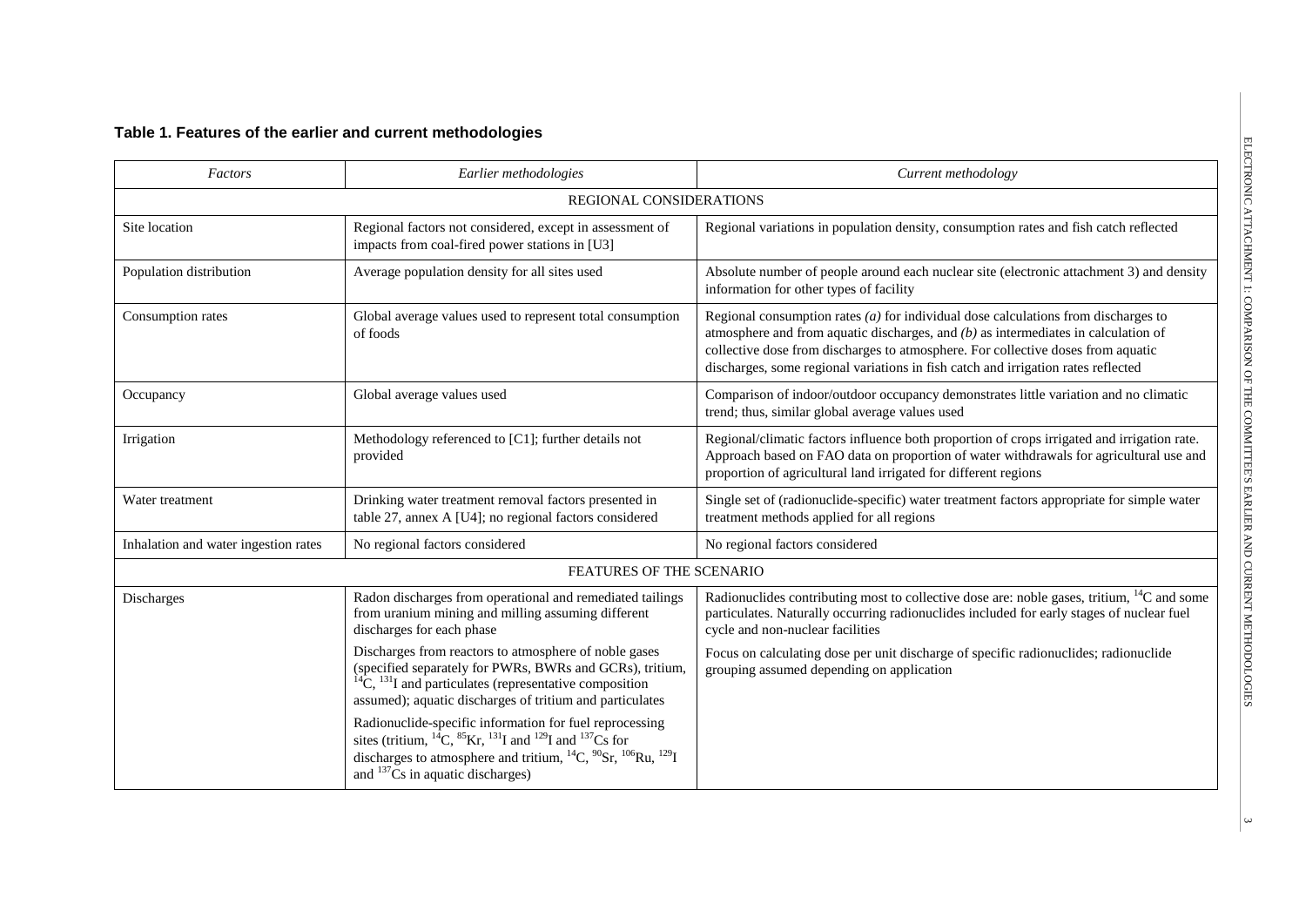**Table 1. Features of the earlier and current methodologies**

| *Factors* | *Earlier methodologies* | *Current methodology* |
|---|---|---|
| REGIONAL CONSIDERATIONS | | |
| Site location | Regional factors not considered, except in assessment of impacts from coal-fired power stations in [U3] | Regional variations in population density, consumption rates and fish catch reflected |
| Population distribution | Average population density for all sites used | Absolute number of people around each nuclear site (electronic attachment 3) and density information for other types of facility |
| Consumption rates | Global average values used to represent total consumption of foods | Regional consumption rates *(a)* for individual dose calculations from discharges to atmosphere and from aquatic discharges, and *(b)* as intermediates in calculation of collective dose from discharges to atmosphere. For collective doses from aquatic discharges, some regional variations in fish catch and irrigation rates reflected |
| Occupancy | Global average values used | Comparison of indoor/outdoor occupancy demonstrates little variation and no climatic trend; thus, similar global average values used |
| Irrigation | Methodology referenced to [C1]; further details not provided | Regional/climatic factors influence both proportion of crops irrigated and irrigation rate. Approach based on FAO data on proportion of water withdrawals for agricultural use and proportion of agricultural land irrigated for different regions |
| Water treatment | Drinking water treatment removal factors presented in table 27, annex A [U4]; no regional factors considered | Single set of (radionuclide-specific) water treatment factors appropriate for simple water treatment methods applied for all regions |
| Inhalation and water ingestion rates | No regional factors considered | No regional factors considered |
| FEATURES OF THE SCENARIO | | |
| Discharges | Radon discharges from operational and remediated tailings from uranium mining and milling assuming different discharges for each phase<br><br>Discharges from reactors to atmosphere of noble gases (specified separately for PWRs, BWRs and GCRs), tritium, $^{14}C$, $^{131}I$ and particulates (representative composition assumed); aquatic discharges of tritium and particulates<br><br>Radionuclide-specific information for fuel reprocessing sites (tritium, $^{14}C$, $^{85}Kr$, $^{131}I$ and $^{129}I$ and $^{137}Cs$ for discharges to atmosphere and tritium, $^{14}C$, $^{90}Sr$, $^{106}Ru$, $^{129}I$ and $^{137}Cs$ in aquatic discharges) | Radionuclides contributing most to collective dose are: noble gases, tritium, $^{14}C$ and some particulates. Naturally occurring radionuclides included for early stages of nuclear fuel cycle and non-nuclear facilities<br><br>Focus on calculating dose per unit discharge of specific radionuclides; radionuclide grouping assumed depending on application |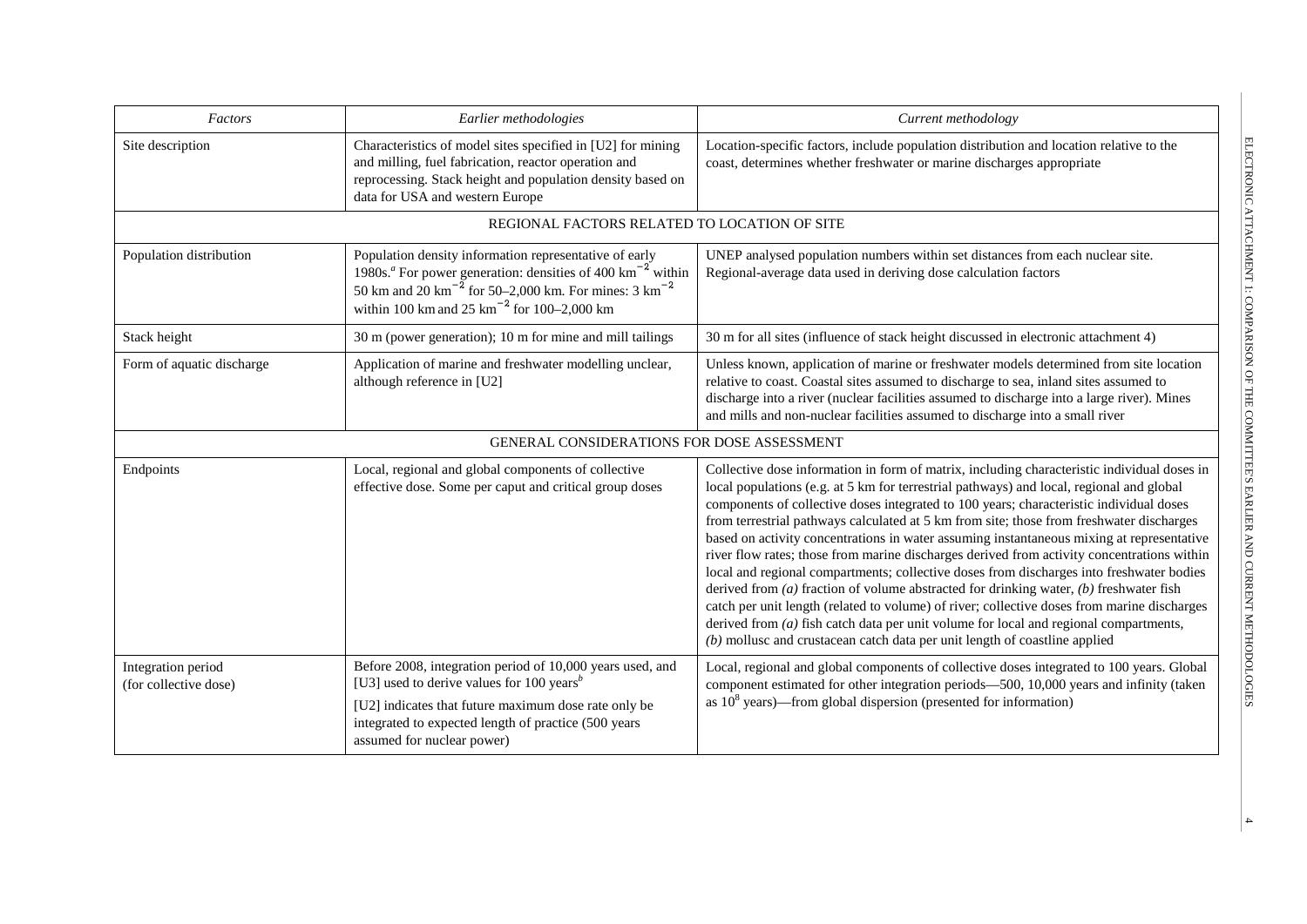| *Factors* | *Earlier methodologies* | *Current methodology* |
|---|---|---|
| Site description | Characteristics of model sites specified in [U2] for mining and milling, fuel fabrication, reactor operation and reprocessing. Stack height and population density based on data for USA and western Europe | Location-specific factors, include population distribution and location relative to the coast, determines whether freshwater or marine discharges appropriate |
| REGIONAL FACTORS RELATED TO LOCATION OF SITE | | |
| Population distribution | Population density information representative of early 1980s.[a] For power generation: densities of 400 $km^{-2}$ within 50 km and 20 $km^{-2}$ for 50–2,000 km. For mines: 3 $km^{-2}$ within 100 km and 25 $km^{-2}$ for 100–2,000 km | UNEP analysed population numbers within set distances from each nuclear site. Regional-average data used in deriving dose calculation factors |
| Stack height | 30 m (power generation); 10 m for mine and mill tailings | 30 m for all sites (influence of stack height discussed in electronic attachment 4) |
| Form of aquatic discharge | Application of marine and freshwater modelling unclear, although reference in [U2] | Unless known, application of marine or freshwater models determined from site location relative to coast. Coastal sites assumed to discharge to sea, inland sites assumed to discharge into a river (nuclear facilities assumed to discharge into a large river). Mines and mills and non-nuclear facilities assumed to discharge into a small river |
| GENERAL CONSIDERATIONS FOR DOSE ASSESSMENT | | |
| Endpoints | Local, regional and global components of collective effective dose. Some per caput and critical group doses | Collective dose information in form of matrix, including characteristic individual doses in local populations (e.g. at 5 km for terrestrial pathways) and local, regional and global components of collective doses integrated to 100 years; characteristic individual doses from terrestrial pathways calculated at 5 km from site; those from freshwater discharges based on activity concentrations in water assuming instantaneous mixing at representative river flow rates; those from marine discharges derived from activity concentrations within local and regional compartments; collective doses from discharges into freshwater bodies derived from *(a)* fraction of volume abstracted for drinking water, *(b)* freshwater fish catch per unit length (related to volume) of river; collective doses from marine discharges derived from *(a)* fish catch data per unit volume for local and regional compartments, *(b)* mollusc and crustacean catch data per unit length of coastline applied |
| Integration period (for collective dose) | Before 2008, integration period of 10,000 years used, and [U3] used to derive values for 100 years[b]<br><br>[U2] indicates that future maximum dose rate only be integrated to expected length of practice (500 years assumed for nuclear power) | Local, regional and global components of collective doses integrated to 100 years. Global component estimated for other integration periods—500, 10,000 years and infinity (taken as $10^8$ years)—from global dispersion (presented for information) |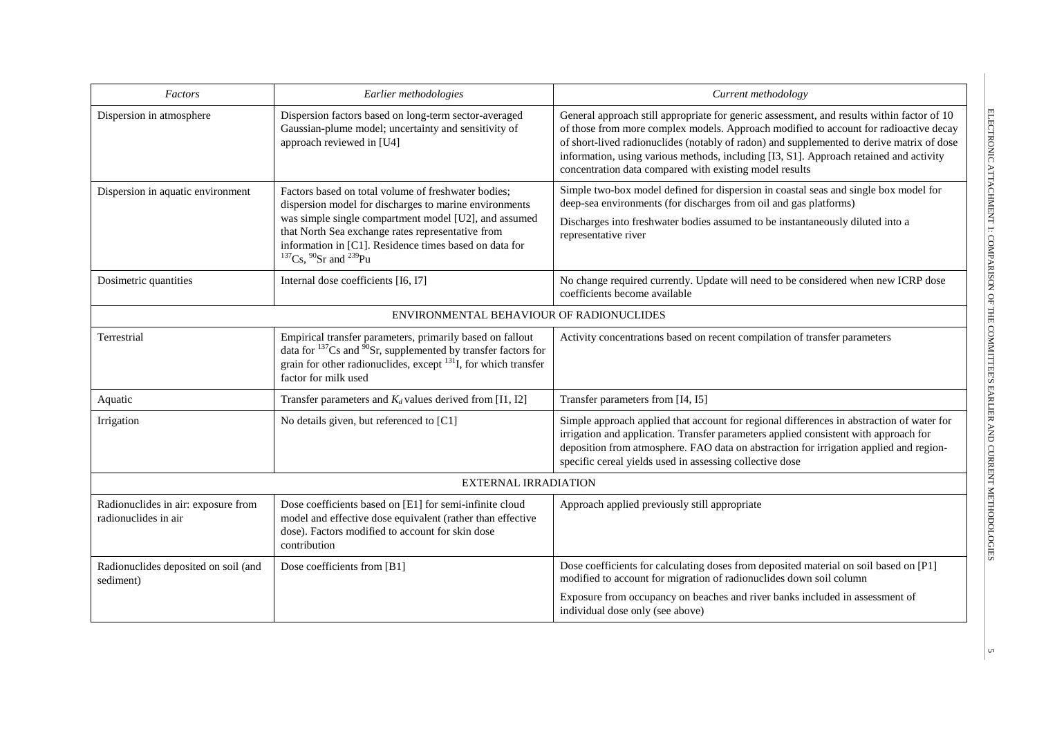| *Factors* | *Earlier methodologies* | *Current methodology* |
|---|---|---|
| Dispersion in atmosphere | Dispersion factors based on long-term sector-averaged Gaussian-plume model; uncertainty and sensitivity of approach reviewed in [U4] | General approach still appropriate for generic assessment, and results within factor of 10 of those from more complex models. Approach modified to account for radioactive decay of short-lived radionuclides (notably of radon) and supplemented to derive matrix of dose information, using various methods, including [I3, S1]. Approach retained and activity concentration data compared with existing model results |
| Dispersion in aquatic environment | Factors based on total volume of freshwater bodies; dispersion model for discharges to marine environments was simple single compartment model [U2], and assumed that North Sea exchange rates representative from information in [C1]. Residence times based on data for $^{137}$Cs, $^{90}$Sr and $^{239}$Pu | Simple two-box model defined for dispersion in coastal seas and single box model for deep-sea environments (for discharges from oil and gas platforms)<br><br>Discharges into freshwater bodies assumed to be instantaneously diluted into a representative river |
| Dosimetric quantities | Internal dose coefficients [I6, I7] | No change required currently. Update will need to be considered when new ICRP dose coefficients become available |
| ENVIRONMENTAL BEHAVIOUR OF RADIONUCLIDES | | |
| Terrestrial | Empirical transfer parameters, primarily based on fallout data for $^{137}$Cs and $^{90}$Sr, supplemented by transfer factors for grain for other radionuclides, except $^{131}$I, for which transfer factor for milk used | Activity concentrations based on recent compilation of transfer parameters |
| Aquatic | Transfer parameters and $K_d$ values derived from [I1, I2] | Transfer parameters from [I4, I5] |
| Irrigation | No details given, but referenced to [C1] | Simple approach applied that account for regional differences in abstraction of water for irrigation and application. Transfer parameters applied consistent with approach for deposition from atmosphere. FAO data on abstraction for irrigation applied and region-specific cereal yields used in assessing collective dose |
| EXTERNAL IRRADIATION | | |
| Radionuclides in air: exposure from radionuclides in air | Dose coefficients based on [E1] for semi-infinite cloud model and effective dose equivalent (rather than effective dose). Factors modified to account for skin dose contribution | Approach applied previously still appropriate |
| Radionuclides deposited on soil (and sediment) | Dose coefficients from [B1] | Dose coefficients for calculating doses from deposited material on soil based on [P1] modified to account for migration of radionuclides down soil column<br><br>Exposure from occupancy on beaches and river banks included in assessment of individual dose only (see above) |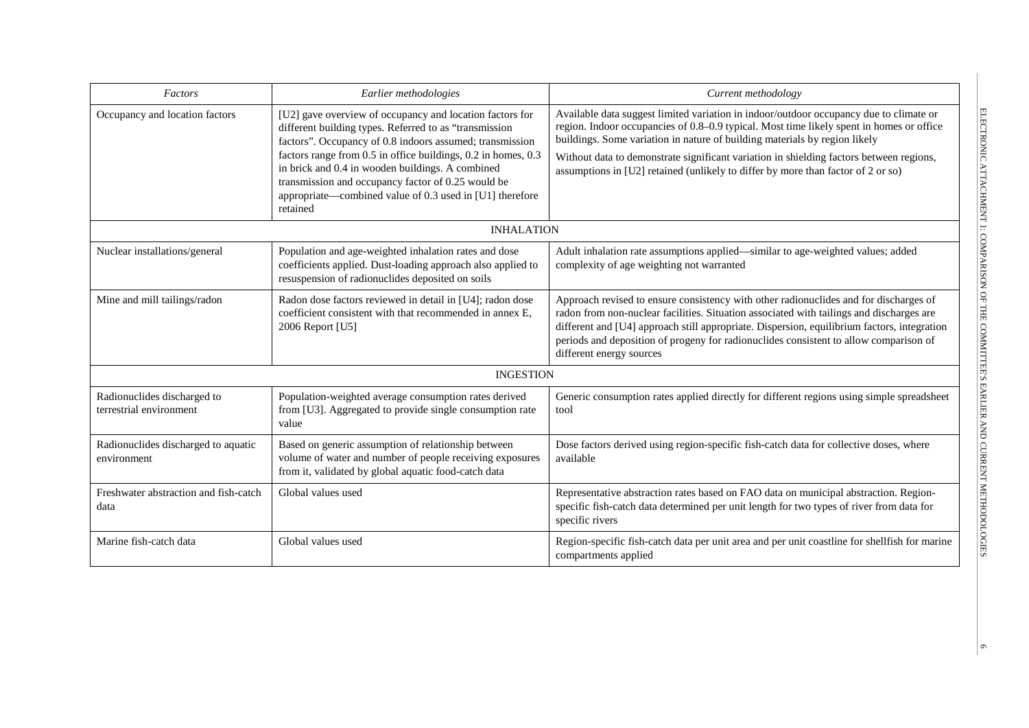| *Factors* | *Earlier methodologies* | *Current methodology* |
|---|---|---|
| Occupancy and location factors | [U2] gave overview of occupancy and location factors for different building types. Referred to as "transmission factors". Occupancy of 0.8 indoors assumed; transmission factors range from 0.5 in office buildings, 0.2 in homes, 0.3 in brick and 0.4 in wooden buildings. A combined transmission and occupancy factor of 0.25 would be appropriate—combined value of 0.3 used in [U1] therefore retained | Available data suggest limited variation in indoor/outdoor occupancy due to climate or region. Indoor occupancies of 0.8–0.9 typical. Most time likely spent in homes or office buildings. Some variation in nature of building materials by region likely<br><br>Without data to demonstrate significant variation in shielding factors between regions, assumptions in [U2] retained (unlikely to differ by more than factor of 2 or so) |
| | INHALATION | |
| Nuclear installations/general | Population and age-weighted inhalation rates and dose coefficients applied. Dust-loading approach also applied to resuspension of radionuclides deposited on soils | Adult inhalation rate assumptions applied—similar to age-weighted values; added complexity of age weighting not warranted |
| Mine and mill tailings/radon | Radon dose factors reviewed in detail in [U4]; radon dose coefficient consistent with that recommended in annex E, 2006 Report [U5] | Approach revised to ensure consistency with other radionuclides and for discharges of radon from non-nuclear facilities. Situation associated with tailings and discharges are different and [U4] approach still appropriate. Dispersion, equilibrium factors, integration periods and deposition of progeny for radionuclides consistent to allow comparison of different energy sources |
| | INGESTION | |
| Radionuclides discharged to terrestrial environment | Population-weighted average consumption rates derived from [U3]. Aggregated to provide single consumption rate value | Generic consumption rates applied directly for different regions using simple spreadsheet tool |
| Radionuclides discharged to aquatic environment | Based on generic assumption of relationship between volume of water and number of people receiving exposures from it, validated by global aquatic food-catch data | Dose factors derived using region-specific fish-catch data for collective doses, where available |
| Freshwater abstraction and fish-catch data | Global values used | Representative abstraction rates based on FAO data on municipal abstraction. Region-specific fish-catch data determined per unit length for two types of river from data for specific rivers |
| Marine fish-catch data | Global values used | Region-specific fish-catch data per unit area and per unit coastline for shellfish for marine compartments applied |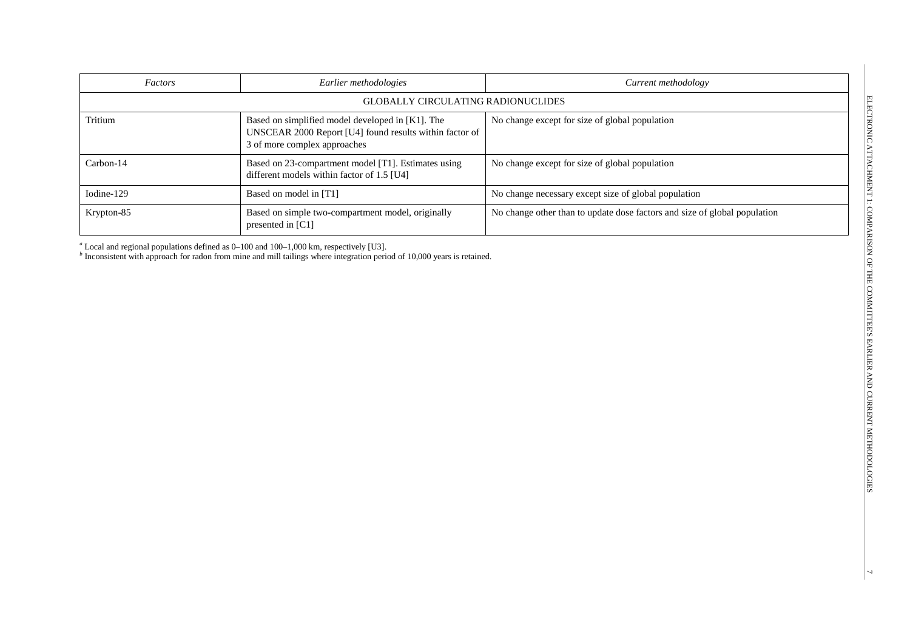| *Factors* | *Earlier methodologies* | *Current methodology* |
|---|---|---|
| GLOBALLY CIRCULATING RADIONUCLIDES | | |
| Tritium | Based on simplified model developed in [K1]. The UNSCEAR 2000 Report [U4] found results within factor of 3 of more complex approaches | No change except for size of global population |
| Carbon-14 | Based on 23-compartment model [T1]. Estimates using different models within factor of 1.5 [U4] | No change except for size of global population |
| Iodine-129 | Based on model in [T1] | No change necessary except size of global population |
| Krypton-85 | Based on simple two-compartment model, originally presented in [C1] | No change other than to update dose factors and size of global population |

[a] Local and regional populations defined as 0–100 and 100–1,000 km, respectively [U3].
[b] Inconsistent with approach for radon from mine and mill tailings where integration period of 10,000 years is retained.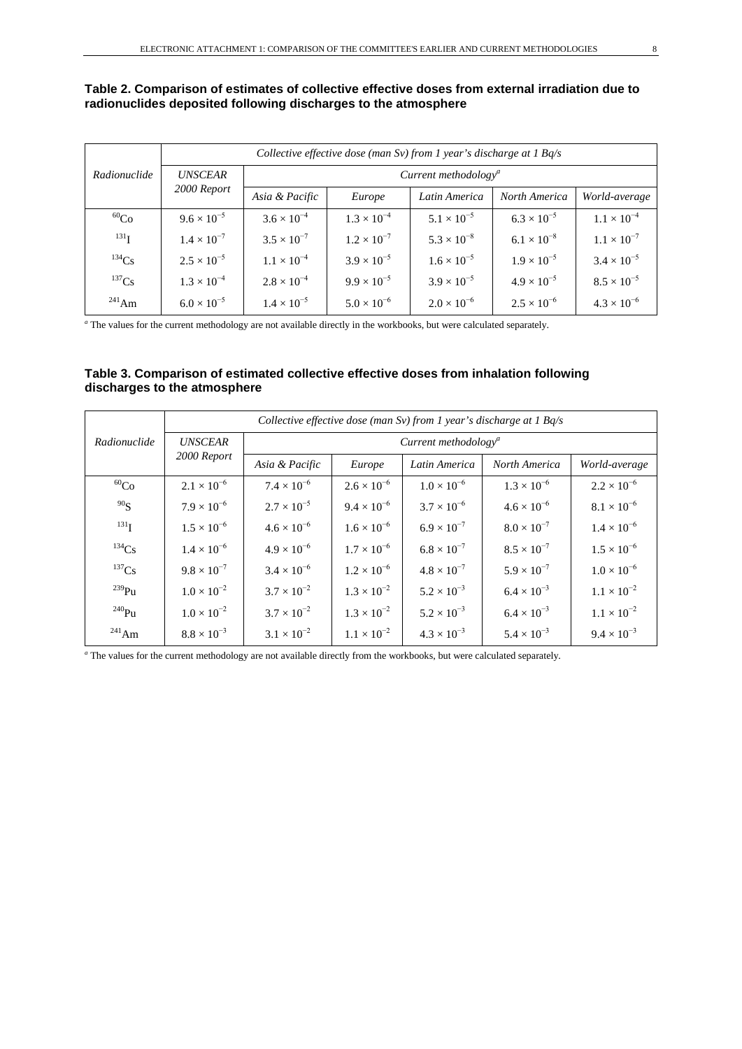**Table 2. Comparison of estimates of collective effective doses from external irradiation due to radionuclides deposited following discharges to the atmosphere**

| Radionuclide | *Collective effective dose (man Sv) from 1 year's discharge at 1 Bq/s* | | | | | |
|---|---|---|---|---|---|---|
| | *UNSCEAR 2000 Report* | *Current methodology*[a] | | | | |
| | | *Asia & Pacific* | *Europe* | *Latin America* | *North America* | *World-average* |
| $^{60}$Co | $9.6 \times 10^{-5}$ | $3.6 \times 10^{-4}$ | $1.3 \times 10^{-4}$ | $5.1 \times 10^{-5}$ | $6.3 \times 10^{-5}$ | $1.1 \times 10^{-4}$ |
| $^{131}$I | $1.4 \times 10^{-7}$ | $3.5 \times 10^{-7}$ | $1.2 \times 10^{-7}$ | $5.3 \times 10^{-8}$ | $6.1 \times 10^{-8}$ | $1.1 \times 10^{-7}$ |
| $^{134}$Cs | $2.5 \times 10^{-5}$ | $1.1 \times 10^{-4}$ | $3.9 \times 10^{-5}$ | $1.6 \times 10^{-5}$ | $1.9 \times 10^{-5}$ | $3.4 \times 10^{-5}$ |
| $^{137}$Cs | $1.3 \times 10^{-4}$ | $2.8 \times 10^{-4}$ | $9.9 \times 10^{-5}$ | $3.9 \times 10^{-5}$ | $4.9 \times 10^{-5}$ | $8.5 \times 10^{-5}$ |
| $^{241}$Am | $6.0 \times 10^{-5}$ | $1.4 \times 10^{-5}$ | $5.0 \times 10^{-6}$ | $2.0 \times 10^{-6}$ | $2.5 \times 10^{-6}$ | $4.3 \times 10^{-6}$ |

[a] The values for the current methodology are not available directly in the workbooks, but were calculated separately.

**Table 3. Comparison of estimated collective effective doses from inhalation following discharges to the atmosphere**

| Radionuclide | *Collective effective dose (man Sv) from 1 year's discharge at 1 Bq/s* | | | | | |
|---|---|---|---|---|---|---|
| | *UNSCEAR 2000 Report* | *Current methodology*[a] | | | | |
| | | *Asia & Pacific* | *Europe* | *Latin America* | *North America* | *World-average* |
| $^{60}$Co | $2.1 \times 10^{-6}$ | $7.4 \times 10^{-6}$ | $2.6 \times 10^{-6}$ | $1.0 \times 10^{-6}$ | $1.3 \times 10^{-6}$ | $2.2 \times 10^{-6}$ |
| $^{90}$S | $7.9 \times 10^{-6}$ | $2.7 \times 10^{-5}$ | $9.4 \times 10^{-6}$ | $3.7 \times 10^{-6}$ | $4.6 \times 10^{-6}$ | $8.1 \times 10^{-6}$ |
| $^{131}$I | $1.5 \times 10^{-6}$ | $4.6 \times 10^{-6}$ | $1.6 \times 10^{-6}$ | $6.9 \times 10^{-7}$ | $8.0 \times 10^{-7}$ | $1.4 \times 10^{-6}$ |
| $^{134}$Cs | $1.4 \times 10^{-6}$ | $4.9 \times 10^{-6}$ | $1.7 \times 10^{-6}$ | $6.8 \times 10^{-7}$ | $8.5 \times 10^{-7}$ | $1.5 \times 10^{-6}$ |
| $^{137}$Cs | $9.8 \times 10^{-7}$ | $3.4 \times 10^{-6}$ | $1.2 \times 10^{-6}$ | $4.8 \times 10^{-7}$ | $5.9 \times 10^{-7}$ | $1.0 \times 10^{-6}$ |
| $^{239}$Pu | $1.0 \times 10^{-2}$ | $3.7 \times 10^{-2}$ | $1.3 \times 10^{-2}$ | $5.2 \times 10^{-3}$ | $6.4 \times 10^{-3}$ | $1.1 \times 10^{-2}$ |
| $^{240}$Pu | $1.0 \times 10^{-2}$ | $3.7 \times 10^{-2}$ | $1.3 \times 10^{-2}$ | $5.2 \times 10^{-3}$ | $6.4 \times 10^{-3}$ | $1.1 \times 10^{-2}$ |
| $^{241}$Am | $8.8 \times 10^{-3}$ | $3.1 \times 10^{-2}$ | $1.1 \times 10^{-2}$ | $4.3 \times 10^{-3}$ | $5.4 \times 10^{-3}$ | $9.4 \times 10^{-3}$ |

[a] The values for the current methodology are not available directly from the workbooks, but were calculated separately.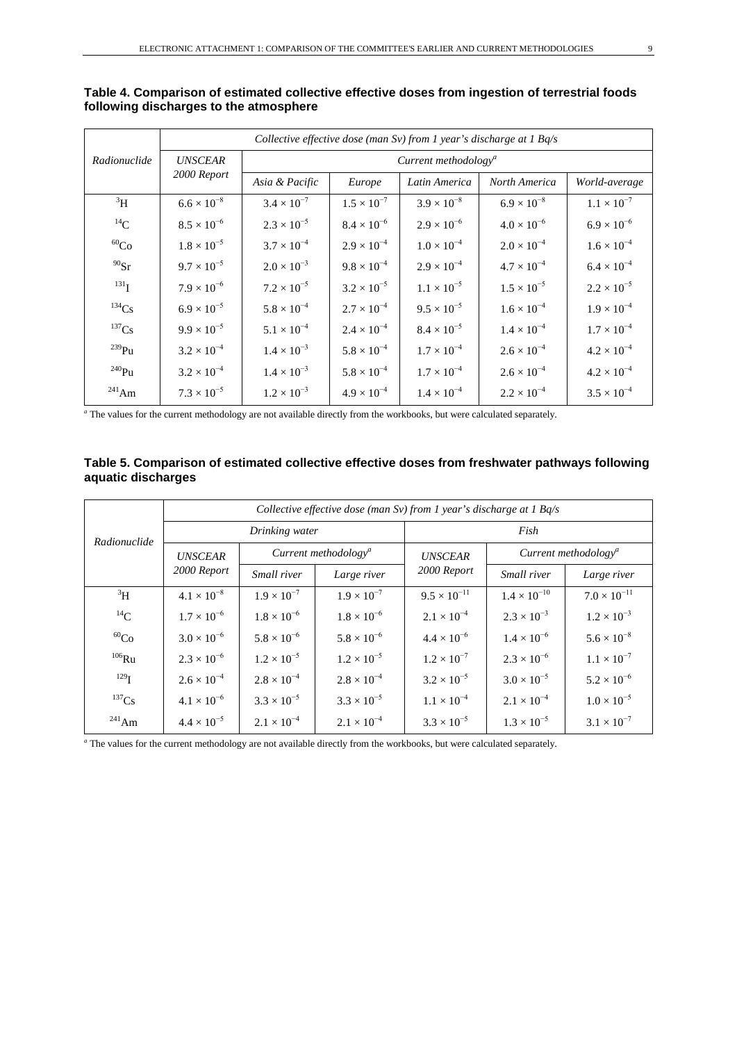**Table 4. Comparison of estimated collective effective doses from ingestion of terrestrial foods following discharges to the atmosphere**

| *Radionuclide* | *Collective effective dose (man Sv) from 1 year's discharge at 1 Bq/s* | | | | | |
|---|---|---|---|---|---|---|
| | *UNSCEAR 2000 Report* | *Current methodology*[a] | | | | |
| | | *Asia & Pacific* | *Europe* | *Latin America* | *North America* | *World-average* |
| $^{3}H$ | $6.6 \times 10^{-8}$ | $3.4 \times 10^{-7}$ | $1.5 \times 10^{-7}$ | $3.9 \times 10^{-8}$ | $6.9 \times 10^{-8}$ | $1.1 \times 10^{-7}$ |
| $^{14}C$ | $8.5 \times 10^{-6}$ | $2.3 \times 10^{-5}$ | $8.4 \times 10^{-6}$ | $2.9 \times 10^{-6}$ | $4.0 \times 10^{-6}$ | $6.9 \times 10^{-6}$ |
| $^{60}Co$ | $1.8 \times 10^{-5}$ | $3.7 \times 10^{-4}$ | $2.9 \times 10^{-4}$ | $1.0 \times 10^{-4}$ | $2.0 \times 10^{-4}$ | $1.6 \times 10^{-4}$ |
| $^{90}Sr$ | $9.7 \times 10^{-5}$ | $2.0 \times 10^{-3}$ | $9.8 \times 10^{-4}$ | $2.9 \times 10^{-4}$ | $4.7 \times 10^{-4}$ | $6.4 \times 10^{-4}$ |
| $^{131}I$ | $7.9 \times 10^{-6}$ | $7.2 \times 10^{-5}$ | $3.2 \times 10^{-5}$ | $1.1 \times 10^{-5}$ | $1.5 \times 10^{-5}$ | $2.2 \times 10^{-5}$ |
| $^{134}Cs$ | $6.9 \times 10^{-5}$ | $5.8 \times 10^{-4}$ | $2.7 \times 10^{-4}$ | $9.5 \times 10^{-5}$ | $1.6 \times 10^{-4}$ | $1.9 \times 10^{-4}$ |
| $^{137}Cs$ | $9.9 \times 10^{-5}$ | $5.1 \times 10^{-4}$ | $2.4 \times 10^{-4}$ | $8.4 \times 10^{-5}$ | $1.4 \times 10^{-4}$ | $1.7 \times 10^{-4}$ |
| $^{239}Pu$ | $3.2 \times 10^{-4}$ | $1.4 \times 10^{-3}$ | $5.8 \times 10^{-4}$ | $1.7 \times 10^{-4}$ | $2.6 \times 10^{-4}$ | $4.2 \times 10^{-4}$ |
| $^{240}Pu$ | $3.2 \times 10^{-4}$ | $1.4 \times 10^{-3}$ | $5.8 \times 10^{-4}$ | $1.7 \times 10^{-4}$ | $2.6 \times 10^{-4}$ | $4.2 \times 10^{-4}$ |
| $^{241}Am$ | $7.3 \times 10^{-5}$ | $1.2 \times 10^{-3}$ | $4.9 \times 10^{-4}$ | $1.4 \times 10^{-4}$ | $2.2 \times 10^{-4}$ | $3.5 \times 10^{-4}$ |

[a] The values for the current methodology are not available directly from the workbooks, but were calculated separately.

**Table 5. Comparison of estimated collective effective doses from freshwater pathways following aquatic discharges**

| *Radionuclide* | *Collective effective dose (man Sv) from 1 year's discharge at 1 Bq/s* | | | | | |
|---|---|---|---|---|---|---|
| | *Drinking water* | | | *Fish* | | |
| | *UNSCEAR 2000 Report* | *Current methodology*[a] | | *UNSCEAR 2000 Report* | *Current methodology*[a] | |
| | | *Small river* | *Large river* | | *Small river* | *Large river* |
| $^{3}H$ | $4.1 \times 10^{-8}$ | $1.9 \times 10^{-7}$ | $1.9 \times 10^{-7}$ | $9.5 \times 10^{-11}$ | $1.4 \times 10^{-10}$ | $7.0 \times 10^{-11}$ |
| $^{14}C$ | $1.7 \times 10^{-6}$ | $1.8 \times 10^{-6}$ | $1.8 \times 10^{-6}$ | $2.1 \times 10^{-4}$ | $2.3 \times 10^{-3}$ | $1.2 \times 10^{-3}$ |
| $^{60}Co$ | $3.0 \times 10^{-6}$ | $5.8 \times 10^{-6}$ | $5.8 \times 10^{-6}$ | $4.4 \times 10^{-6}$ | $1.4 \times 10^{-6}$ | $5.6 \times 10^{-8}$ |
| $^{106}Ru$ | $2.3 \times 10^{-6}$ | $1.2 \times 10^{-5}$ | $1.2 \times 10^{-5}$ | $1.2 \times 10^{-7}$ | $2.3 \times 10^{-6}$ | $1.1 \times 10^{-7}$ |
| $^{129}I$ | $2.6 \times 10^{-4}$ | $2.8 \times 10^{-4}$ | $2.8 \times 10^{-4}$ | $3.2 \times 10^{-5}$ | $3.0 \times 10^{-5}$ | $5.2 \times 10^{-6}$ |
| $^{137}Cs$ | $4.1 \times 10^{-6}$ | $3.3 \times 10^{-5}$ | $3.3 \times 10^{-5}$ | $1.1 \times 10^{-4}$ | $2.1 \times 10^{-4}$ | $1.0 \times 10^{-5}$ |
| $^{241}Am$ | $4.4 \times 10^{-5}$ | $2.1 \times 10^{-4}$ | $2.1 \times 10^{-4}$ | $3.3 \times 10^{-5}$ | $1.3 \times 10^{-5}$ | $3.1 \times 10^{-7}$ |

[a] The values for the current methodology are not available directly from the workbooks, but were calculated separately.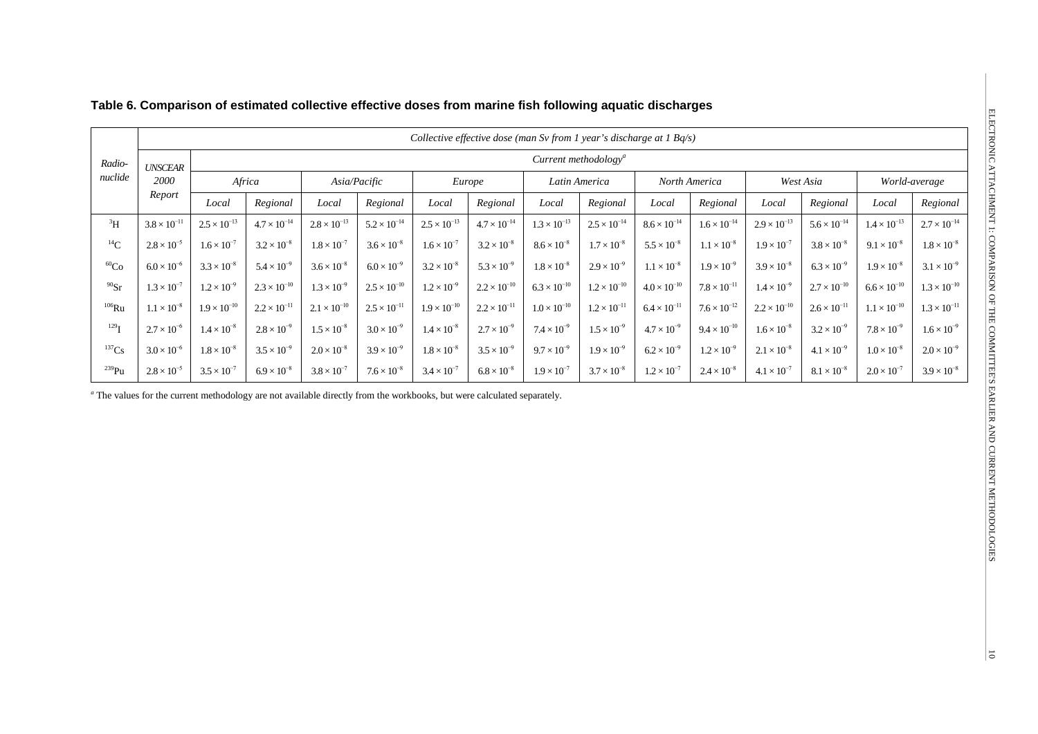**Table 6. Comparison of estimated collective effective doses from marine fish following aquatic discharges**

| Radio-nuclide | *Collective effective dose (man Sv from 1 year's discharge at 1 Bq/s)* | | | | | | | | | | | | | | |
|---|---|---|---|---|---|---|---|---|---|---|---|---|---|---|---|
| | *UNSCEAR 2000 Report* | *Current methodology*[a] | | | | | | | | | | | | | |
| | | *Africa* | | *Asia/Pacific* | | *Europe* | | *Latin America* | | *North America* | | *West Asia* | | *World-average* | |
| | | *Local* | *Regional* | *Local* | *Regional* | *Local* | *Regional* | *Local* | *Regional* | *Local* | *Regional* | *Local* | *Regional* | *Local* | *Regional* |
| $^{3}$H | $3.8 \times 10^{-11}$ | $2.5 \times 10^{-13}$ | $4.7 \times 10^{-14}$ | $2.8 \times 10^{-13}$ | $5.2 \times 10^{-14}$ | $2.5 \times 10^{-13}$ | $4.7 \times 10^{-14}$ | $1.3 \times 10^{-13}$ | $2.5 \times 10^{-14}$ | $8.6 \times 10^{-14}$ | $1.6 \times 10^{-14}$ | $2.9 \times 10^{-13}$ | $5.6 \times 10^{-14}$ | $1.4 \times 10^{-13}$ | $2.7 \times 10^{-14}$ |
| $^{14}$C | $2.8 \times 10^{-5}$ | $1.6 \times 10^{-7}$ | $3.2 \times 10^{-8}$ | $1.8 \times 10^{-7}$ | $3.6 \times 10^{-8}$ | $1.6 \times 10^{-7}$ | $3.2 \times 10^{-8}$ | $8.6 \times 10^{-8}$ | $1.7 \times 10^{-8}$ | $5.5 \times 10^{-8}$ | $1.1 \times 10^{-8}$ | $1.9 \times 10^{-7}$ | $3.8 \times 10^{-8}$ | $9.1 \times 10^{-8}$ | $1.8 \times 10^{-8}$ |
| $^{60}$Co | $6.0 \times 10^{-6}$ | $3.3 \times 10^{-8}$ | $5.4 \times 10^{-9}$ | $3.6 \times 10^{-8}$ | $6.0 \times 10^{-9}$ | $3.2 \times 10^{-8}$ | $5.3 \times 10^{-9}$ | $1.8 \times 10^{-8}$ | $2.9 \times 10^{-9}$ | $1.1 \times 10^{-8}$ | $1.9 \times 10^{-9}$ | $3.9 \times 10^{-8}$ | $6.3 \times 10^{-9}$ | $1.9 \times 10^{-8}$ | $3.1 \times 10^{-9}$ |
| $^{90}$Sr | $1.3 \times 10^{-7}$ | $1.2 \times 10^{-9}$ | $2.3 \times 10^{-10}$ | $1.3 \times 10^{-9}$ | $2.5 \times 10^{-10}$ | $1.2 \times 10^{-9}$ | $2.2 \times 10^{-10}$ | $6.3 \times 10^{-10}$ | $1.2 \times 10^{-10}$ | $4.0 \times 10^{-10}$ | $7.8 \times 10^{-11}$ | $1.4 \times 10^{-9}$ | $2.7 \times 10^{-10}$ | $6.6 \times 10^{-10}$ | $1.3 \times 10^{-10}$ |
| $^{106}$Ru | $1.1 \times 10^{-8}$ | $1.9 \times 10^{-10}$ | $2.2 \times 10^{-11}$ | $2.1 \times 10^{-10}$ | $2.5 \times 10^{-11}$ | $1.9 \times 10^{-10}$ | $2.2 \times 10^{-11}$ | $1.0 \times 10^{-10}$ | $1.2 \times 10^{-11}$ | $6.4 \times 10^{-11}$ | $7.6 \times 10^{-12}$ | $2.2 \times 10^{-10}$ | $2.6 \times 10^{-11}$ | $1.1 \times 10^{-10}$ | $1.3 \times 10^{-11}$ |
| $^{129}$I | $2.7 \times 10^{-6}$ | $1.4 \times 10^{-8}$ | $2.8 \times 10^{-9}$ | $1.5 \times 10^{-8}$ | $3.0 \times 10^{-9}$ | $1.4 \times 10^{-8}$ | $2.7 \times 10^{-9}$ | $7.4 \times 10^{-9}$ | $1.5 \times 10^{-9}$ | $4.7 \times 10^{-9}$ | $9.4 \times 10^{-10}$ | $1.6 \times 10^{-8}$ | $3.2 \times 10^{-9}$ | $7.8 \times 10^{-9}$ | $1.6 \times 10^{-9}$ |
| $^{137}$Cs | $3.0 \times 10^{-6}$ | $1.8 \times 10^{-8}$ | $3.5 \times 10^{-9}$ | $2.0 \times 10^{-8}$ | $3.9 \times 10^{-9}$ | $1.8 \times 10^{-8}$ | $3.5 \times 10^{-9}$ | $9.7 \times 10^{-9}$ | $1.9 \times 10^{-9}$ | $6.2 \times 10^{-9}$ | $1.2 \times 10^{-9}$ | $2.1 \times 10^{-8}$ | $4.1 \times 10^{-9}$ | $1.0 \times 10^{-8}$ | $2.0 \times 10^{-9}$ |
| $^{239}$Pu | $2.8 \times 10^{-5}$ | $3.5 \times 10^{-7}$ | $6.9 \times 10^{-8}$ | $3.8 \times 10^{-7}$ | $7.6 \times 10^{-8}$ | $3.4 \times 10^{-7}$ | $6.8 \times 10^{-8}$ | $1.9 \times 10^{-7}$ | $3.7 \times 10^{-8}$ | $1.2 \times 10^{-7}$ | $2.4 \times 10^{-8}$ | $4.1 \times 10^{-7}$ | $8.1 \times 10^{-8}$ | $2.0 \times 10^{-7}$ | $3.9 \times 10^{-8}$ |

[a] The values for the current methodology are not available directly from the workbooks, but were calculated separately.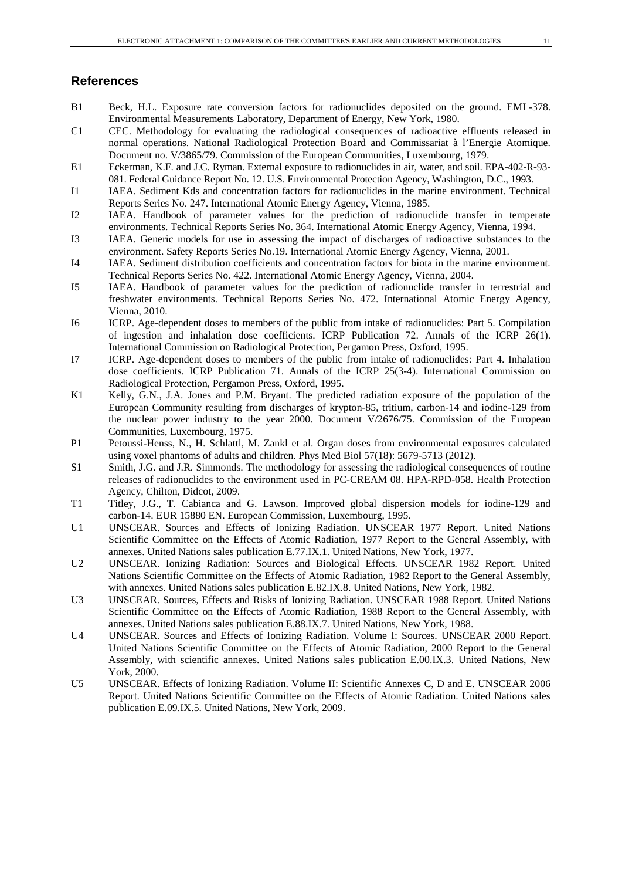## References

B1 Beck, H.L. Exposure rate conversion factors for radionuclides deposited on the ground. EML-378. Environmental Measurements Laboratory, Department of Energy, New York, 1980.

C1 CEC. Methodology for evaluating the radiological consequences of radioactive effluents released in normal operations. National Radiological Protection Board and Commissariat à l'Energie Atomique. Document no. V/3865/79. Commission of the European Communities, Luxembourg, 1979.

E1 Eckerman, K.F. and J.C. Ryman. External exposure to radionuclides in air, water, and soil. EPA-402-R-93-081. Federal Guidance Report No. 12. U.S. Environmental Protection Agency, Washington, D.C., 1993.

I1 IAEA. Sediment Kds and concentration factors for radionuclides in the marine environment. Technical Reports Series No. 247. International Atomic Energy Agency, Vienna, 1985.

I2 IAEA. Handbook of parameter values for the prediction of radionuclide transfer in temperate environments. Technical Reports Series No. 364. International Atomic Energy Agency, Vienna, 1994.

I3 IAEA. Generic models for use in assessing the impact of discharges of radioactive substances to the environment. Safety Reports Series No.19. International Atomic Energy Agency, Vienna, 2001.

I4 IAEA. Sediment distribution coefficients and concentration factors for biota in the marine environment. Technical Reports Series No. 422. International Atomic Energy Agency, Vienna, 2004.

I5 IAEA. Handbook of parameter values for the prediction of radionuclide transfer in terrestrial and freshwater environments. Technical Reports Series No. 472. International Atomic Energy Agency, Vienna, 2010.

I6 ICRP. Age-dependent doses to members of the public from intake of radionuclides: Part 5. Compilation of ingestion and inhalation dose coefficients. ICRP Publication 72. Annals of the ICRP 26(1). International Commission on Radiological Protection, Pergamon Press, Oxford, 1995.

I7 ICRP. Age-dependent doses to members of the public from intake of radionuclides: Part 4. Inhalation dose coefficients. ICRP Publication 71. Annals of the ICRP 25(3-4). International Commission on Radiological Protection, Pergamon Press, Oxford, 1995.

K1 Kelly, G.N., J.A. Jones and P.M. Bryant. The predicted radiation exposure of the population of the European Community resulting from discharges of krypton-85, tritium, carbon-14 and iodine-129 from the nuclear power industry to the year 2000. Document V/2676/75. Commission of the European Communities, Luxembourg, 1975.

P1 Petoussi-Henss, N., H. Schlattl, M. Zankl et al. Organ doses from environmental exposures calculated using voxel phantoms of adults and children. Phys Med Biol 57(18): 5679-5713 (2012).

S1 Smith, J.G. and J.R. Simmonds. The methodology for assessing the radiological consequences of routine releases of radionuclides to the environment used in PC-CREAM 08. HPA-RPD-058. Health Protection Agency, Chilton, Didcot, 2009.

T1 Titley, J.G., T. Cabianca and G. Lawson. Improved global dispersion models for iodine-129 and carbon-14. EUR 15880 EN. European Commission, Luxembourg, 1995.

U1 UNSCEAR. Sources and Effects of Ionizing Radiation. UNSCEAR 1977 Report. United Nations Scientific Committee on the Effects of Atomic Radiation, 1977 Report to the General Assembly, with annexes. United Nations sales publication E.77.IX.1. United Nations, New York, 1977.

U2 UNSCEAR. Ionizing Radiation: Sources and Biological Effects. UNSCEAR 1982 Report. United Nations Scientific Committee on the Effects of Atomic Radiation, 1982 Report to the General Assembly, with annexes. United Nations sales publication E.82.IX.8. United Nations, New York, 1982.

U3 UNSCEAR. Sources, Effects and Risks of Ionizing Radiation. UNSCEAR 1988 Report. United Nations Scientific Committee on the Effects of Atomic Radiation, 1988 Report to the General Assembly, with annexes. United Nations sales publication E.88.IX.7. United Nations, New York, 1988.

U4 UNSCEAR. Sources and Effects of Ionizing Radiation. Volume I: Sources. UNSCEAR 2000 Report. United Nations Scientific Committee on the Effects of Atomic Radiation, 2000 Report to the General Assembly, with scientific annexes. United Nations sales publication E.00.IX.3. United Nations, New York, 2000.

U5 UNSCEAR. Effects of Ionizing Radiation. Volume II: Scientific Annexes C, D and E. UNSCEAR 2006 Report. United Nations Scientific Committee on the Effects of Atomic Radiation. United Nations sales publication E.09.IX.5. United Nations, New York, 2009.